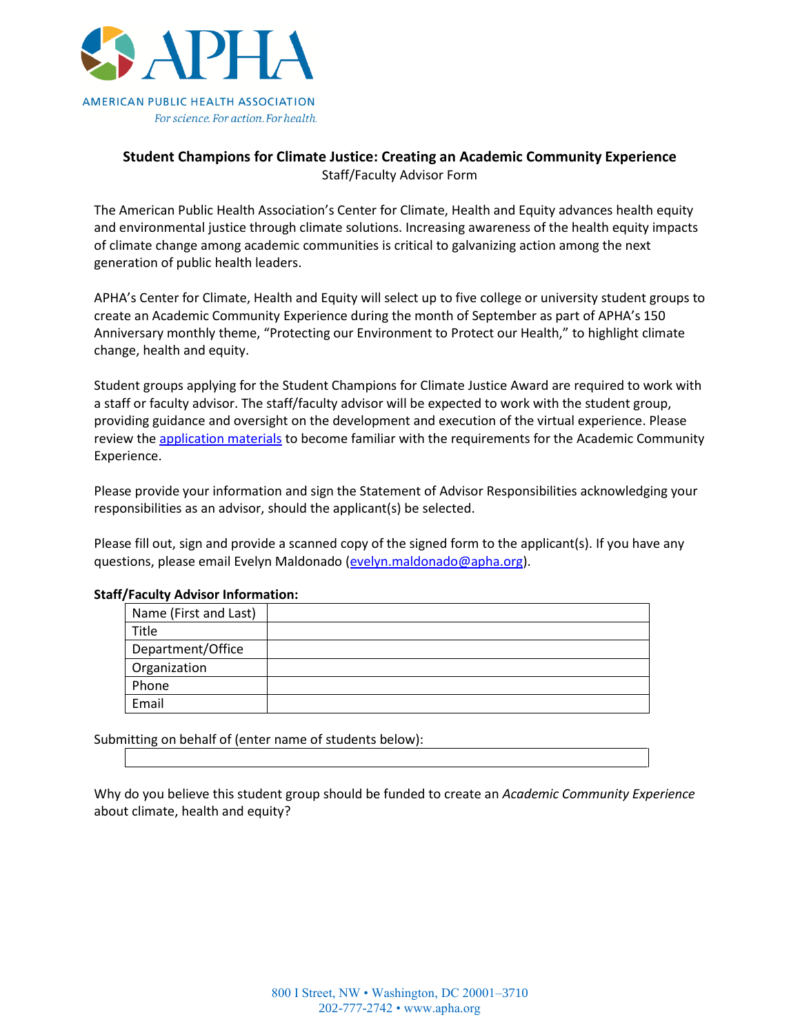AMERICAN PUBLIC HEALTH ASSOCIATION

*For science. For action. For health.*

# Student Champions for Climate Justice: Creating an Academic Community Experience

Staff/Faculty Advisor Form

The American Public Health Association's Center for Climate, Health and Equity advances health equity and environmental justice through climate solutions. Increasing awareness of the health equity impacts of climate change among academic communities is critical to galvanizing action among the next generation of public health leaders.

APHA's Center for Climate, Health and Equity will select up to five college or university student groups to create an Academic Community Experience during the month of September as part of APHA's 150 Anniversary monthly theme, "Protecting our Environment to Protect our Health," to highlight climate change, health and equity.

Student groups applying for the Student Champions for Climate Justice Award are required to work with a staff or faculty advisor. The staff/faculty advisor will be expected to work with the student group, providing guidance and oversight on the development and execution of the virtual experience. Please review the application materials to become familiar with the requirements for the Academic Community Experience.

Please provide your information and sign the Statement of Advisor Responsibilities acknowledging your responsibilities as an advisor, should the applicant(s) be selected.

Please fill out, sign and provide a scanned copy of the signed form to the applicant(s). If you have any questions, please email Evelyn Maldonado (evelyn.maldonado@apha.org).

**Staff/Faculty Advisor Information:**

| | |
|---|---|
| Name (First and Last) | |
| Title | |
| Department/Office | |
| Organization | |
| Phone | |
| Email | |

Submitting on behalf of (enter name of students below):

| |
|---|
| |

Why do you believe this student group should be funded to create an *Academic Community Experience* about climate, health and equity?

800 I Street, NW • Washington, DC 20001–3710
202-777-2742 • www.apha.org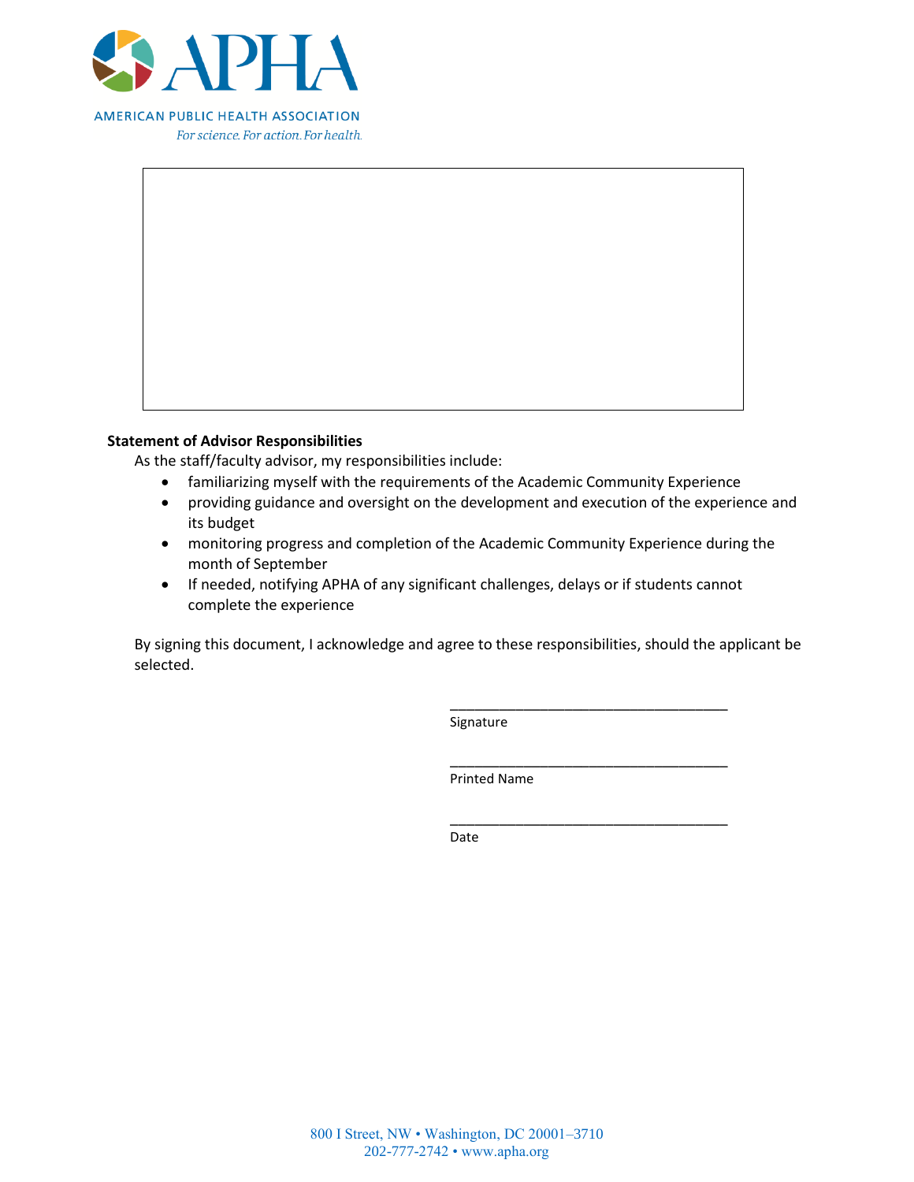AMERICAN PUBLIC HEALTH ASSOCIATION

*For science. For action. For health.*

**Statement of Advisor Responsibilities**

As the staff/faculty advisor, my responsibilities include:

- familiarizing myself with the requirements of the Academic Community Experience
- providing guidance and oversight on the development and execution of the experience and its budget
- monitoring progress and completion of the Academic Community Experience during the month of September
- If needed, notifying APHA of any significant challenges, delays or if students cannot complete the experience

By signing this document, I acknowledge and agree to these responsibilities, should the applicant be selected.

\_\_\_\_\_\_\_\_\_\_\_\_\_\_\_\_\_\_\_\_\_\_\_\_\_\_\_\_\_\_\_\_\_\_\_\_

Signature

\_\_\_\_\_\_\_\_\_\_\_\_\_\_\_\_\_\_\_\_\_\_\_\_\_\_\_\_\_\_\_\_\_\_\_\_

Printed Name

\_\_\_\_\_\_\_\_\_\_\_\_\_\_\_\_\_\_\_\_\_\_\_\_\_\_\_\_\_\_\_\_\_\_\_\_

Date

800 I Street, NW • Washington, DC 20001–3710
202-777-2742 • www.apha.org